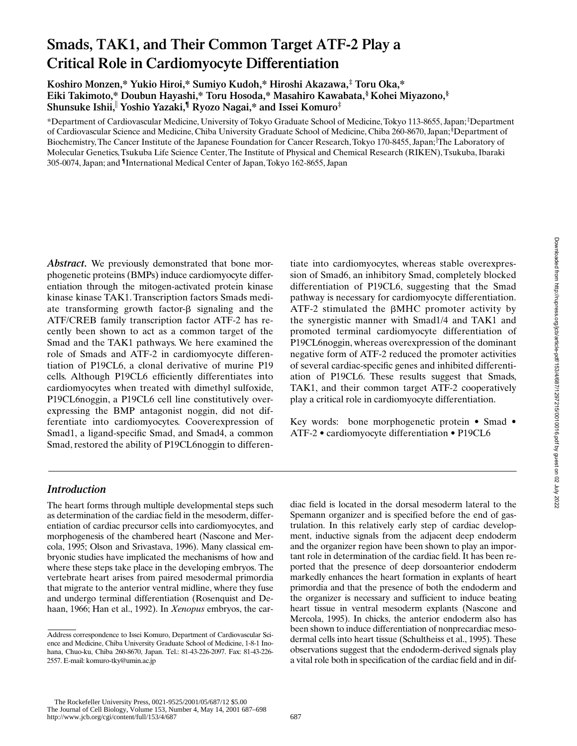# Smads, TAK1, and Their Common Target ATF-2 Play a Critical Role in Cardiomyocyte Differentiation

**Koshiro Monzen,\* Yukio Hiroi,\* Sumiyo Kudoh,\* Hiroshi Akazawa,‡ Toru Oka,\* Eiki Takimoto,\* Doubun Hayashi,\* Toru Hosoda,\* Masahiro Kawabata,§ Kohei Miyazono,§ Shunsuke Ishii,‖ Yoshio Yazaki,¶ Ryozo Nagai,\* and Issei Komuro‡**

\*Department of Cardiovascular Medicine, University of Tokyo Graduate School of Medicine, Tokyo 113-8655, Japan; ‡Department of Cardiovascular Science and Medicine, Chiba University Graduate School of Medicine, Chiba 260-8670, Japan; §Department of Biochemistry, The Cancer Institute of the Japanese Foundation for Cancer Research, Tokyo 170-8455, Japan; ‖The Laboratory of Molecular Genetics, Tsukuba Life Science Center, The Institute of Physical and Chemical Research (RIKEN), Tsukuba, Ibaraki 305-0074, Japan; and ¶International Medical Center of Japan, Tokyo 162-8655, Japan

***Abstract.*** We previously demonstrated that bone morphogenetic proteins (BMPs) induce cardiomyocyte differentiation through the mitogen-activated protein kinase kinase kinase TAK1. Transcription factors Smads mediate transforming growth factor-β signaling and the ATF/CREB family transcription factor ATF-2 has recently been shown to act as a common target of the Smad and the TAK1 pathways. We here examined the role of Smads and ATF-2 in cardiomyocyte differentiation of P19CL6, a clonal derivative of murine P19 cells. Although P19CL6 efficiently differentiates into cardiomyocytes when treated with dimethyl sulfoxide, P19CL6noggin, a P19CL6 cell line constitutively overexpressing the BMP antagonist noggin, did not differentiate into cardiomyocytes. Cooverexpression of Smad1, a ligand-specific Smad, and Smad4, a common Smad, restored the ability of P19CL6noggin to differentiate into cardiomyocytes, whereas stable overexpression of Smad6, an inhibitory Smad, completely blocked differentiation of P19CL6, suggesting that the Smad pathway is necessary for cardiomyocyte differentiation. ATF-2 stimulated the βMHC promoter activity by the synergistic manner with Smad1/4 and TAK1 and promoted terminal cardiomyocyte differentiation of P19CL6noggin, whereas overexpression of the dominant negative form of ATF-2 reduced the promoter activities of several cardiac-specific genes and inhibited differentiation of P19CL6. These results suggest that Smads, TAK1, and their common target ATF-2 cooperatively play a critical role in cardiomyocyte differentiation.

Key words: bone morphogenetic protein • Smad • ATF-2 • cardiomyocyte differentiation • P19CL6

## *Introduction*

The heart forms through multiple developmental steps such as determination of the cardiac field in the mesoderm, differentiation of cardiac precursor cells into cardiomyocytes, and morphogenesis of the chambered heart (Nascone and Mercola, 1995; Olson and Srivastava, 1996). Many classical embryonic studies have implicated the mechanisms of how and where these steps take place in the developing embryos. The vertebrate heart arises from paired mesodermal primordia that migrate to the anterior ventral midline, where they fuse and undergo terminal differentiation (Rosenquist and Dehaan, 1966; Han et al., 1992). In *Xenopus* embryos, the cardiac field is located in the dorsal mesoderm lateral to the Spemann organizer and is specified before the end of gastrulation. In this relatively early step of cardiac development, inductive signals from the adjacent deep endoderm and the organizer region have been shown to play an important role in determination of the cardiac field. It has been reported that the presence of deep dorsoanterior endoderm markedly enhances the heart formation in explants of heart primordia and that the presence of both the endoderm and the organizer is necessary and sufficient to induce beating heart tissue in ventral mesoderm explants (Nascone and Mercola, 1995). In chicks, the anterior endoderm also has been shown to induce differentiation of nonprecardiac mesodermal cells into heart tissue (Schultheiss et al., 1995). These observations suggest that the endoderm-derived signals play a vital role both in specification of the cardiac field and in dif-

Address correspondence to Issei Komuro, Department of Cardiovascular Science and Medicine, Chiba University Graduate School of Medicine, 1-8-1 Inohana, Chuo-ku, Chiba 260-8670, Japan. Tel.: 81-43-226-2097. Fax: 81-43-226-2557. E-mail: komuro-tky@umin.ac.jp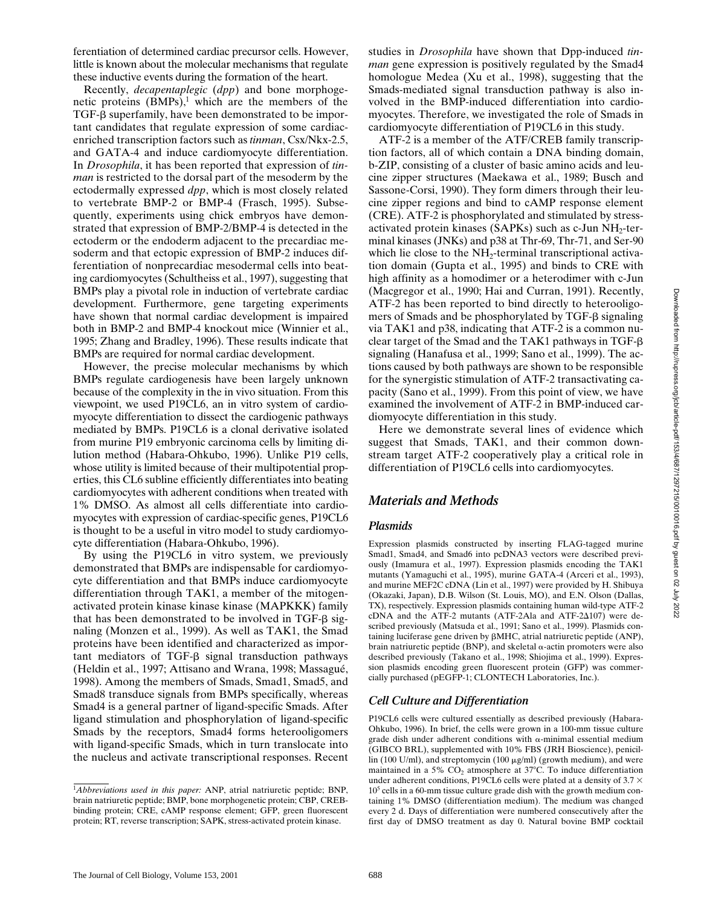ferentiation of determined cardiac precursor cells. However, little is known about the molecular mechanisms that regulate these inductive events during the formation of the heart.

Recently, *decapentaplegic* (*dpp*) and bone morphogenetic proteins (BMPs),[1] which are the members of the TGF-β superfamily, have been demonstrated to be important candidates that regulate expression of some cardiac-enriched transcription factors such as *tinman*, Csx/Nkx-2.5, and GATA-4 and induce cardiomyocyte differentiation. In *Drosophila*, it has been reported that expression of *tinman* is restricted to the dorsal part of the mesoderm by the ectodermally expressed *dpp*, which is most closely related to vertebrate BMP-2 or BMP-4 (Frasch, 1995). Subsequently, experiments using chick embryos have demonstrated that expression of BMP-2/BMP-4 is detected in the ectoderm or the endoderm adjacent to the precardiac mesoderm and that ectopic expression of BMP-2 induces differentiation of nonprecardiac mesodermal cells into beating cardiomyocytes (Schultheiss et al., 1997), suggesting that BMPs play a pivotal role in induction of vertebrate cardiac development. Furthermore, gene targeting experiments have shown that normal cardiac development is impaired both in BMP-2 and BMP-4 knockout mice (Winnier et al., 1995; Zhang and Bradley, 1996). These results indicate that BMPs are required for normal cardiac development.

However, the precise molecular mechanisms by which BMPs regulate cardiogenesis have been largely unknown because of the complexity in the in vivo situation. From this viewpoint, we used P19CL6, an in vitro system of cardiomyocyte differentiation to dissect the cardiogenic pathways mediated by BMPs. P19CL6 is a clonal derivative isolated from murine P19 embryonic carcinoma cells by limiting dilution method (Habara-Ohkubo, 1996). Unlike P19 cells, whose utility is limited because of their multipotential properties, this CL6 subline efficiently differentiates into beating cardiomyocytes with adherent conditions when treated with 1% DMSO. As almost all cells differentiate into cardiomyocytes with expression of cardiac-specific genes, P19CL6 is thought to be a useful in vitro model to study cardiomyocyte differentiation (Habara-Ohkubo, 1996).

By using the P19CL6 in vitro system, we previously demonstrated that BMPs are indispensable for cardiomyocyte differentiation and that BMPs induce cardiomyocyte differentiation through TAK1, a member of the mitogen-activated protein kinase kinase kinase (MAPKKK) family that has been demonstrated to be involved in TGF-β signaling (Monzen et al., 1999). As well as TAK1, the Smad proteins have been identified and characterized as important mediators of TGF-β signal transduction pathways (Heldin et al., 1997; Attisano and Wrana, 1998; Massagué, 1998). Among the members of Smads, Smad1, Smad5, and Smad8 transduce signals from BMPs specifically, whereas Smad4 is a general partner of ligand-specific Smads. After ligand stimulation and phosphorylation of ligand-specific Smads by the receptors, Smad4 forms heterooligomers with ligand-specific Smads, which in turn translocate into the nucleus and activate transcriptional responses. Recent studies in *Drosophila* have shown that Dpp-induced *tinman* gene expression is positively regulated by the Smad4 homologue Medea (Xu et al., 1998), suggesting that the Smads-mediated signal transduction pathway is also involved in the BMP-induced differentiation into cardiomyocytes. Therefore, we investigated the role of Smads in cardiomyocyte differentiation of P19CL6 in this study.

ATF-2 is a member of the ATF/CREB family transcription factors, all of which contain a DNA binding domain, b-ZIP, consisting of a cluster of basic amino acids and leucine zipper structures (Maekawa et al., 1989; Busch and Sassone-Corsi, 1990). They form dimers through their leucine zipper regions and bind to cAMP response element (CRE). ATF-2 is phosphorylated and stimulated by stress-activated protein kinases (SAPKs) such as c-Jun $NH_2$-terminal kinases (JNKs) and p38 at Thr-69, Thr-71, and Ser-90 which lie close to the $NH_2$-terminal transcriptional activation domain (Gupta et al., 1995) and binds to CRE with high affinity as a homodimer or a heterodimer with c-Jun (Macgregor et al., 1990; Hai and Curran, 1991). Recently, ATF-2 has been reported to bind directly to heterooligomers of Smads and be phosphorylated by TGF-β signaling via TAK1 and p38, indicating that ATF-2 is a common nuclear target of the Smad and the TAK1 pathways in TGF-β signaling (Hanafusa et al., 1999; Sano et al., 1999). The actions caused by both pathways are shown to be responsible for the synergistic stimulation of ATF-2 transactivating capacity (Sano et al., 1999). From this point of view, we have examined the involvement of ATF-2 in BMP-induced cardiomyocyte differentiation in this study.

Here we demonstrate several lines of evidence which suggest that Smads, TAK1, and their common downstream target ATF-2 cooperatively play a critical role in differentiation of P19CL6 cells into cardiomyocytes.

## Materials and Methods

### Plasmids

Expression plasmids constructed by inserting FLAG-tagged murine Smad1, Smad4, and Smad6 into pcDNA3 vectors were described previously (Imamura et al., 1997). Expression plasmids encoding the TAK1 mutants (Yamaguchi et al., 1995), murine GATA-4 (Arceri et al., 1993), and murine MEF2C cDNA (Lin et al., 1997) were provided by H. Shibuya (Okazaki, Japan), D.B. Wilson (St. Louis, MO), and E.N. Olson (Dallas, TX), respectively. Expression plasmids containing human wild-type ATF-2 cDNA and the ATF-2 mutants (ATF-2Ala and ATF-2Δ107) were described previously (Matsuda et al., 1991; Sano et al., 1999). Plasmids containing luciferase gene driven by βMHC, atrial natriuretic peptide (ANP), brain natriuretic peptide (BNP), and skeletal α-actin promoters were also described previously (Takano et al., 1998; Shiojima et al., 1999). Expression plasmids encoding green fluorescent protein (GFP) was commercially purchased (pEGFP-1; CLONTECH Laboratories, Inc.).

### Cell Culture and Differentiation

P19CL6 cells were cultured essentially as described previously (Habara-Ohkubo, 1996). In brief, the cells were grown in a 100-mm tissue culture grade dish under adherent conditions with α-minimal essential medium (GIBCO BRL), supplemented with 10% FBS (JRH Bioscience), penicillin (100 U/ml), and streptomycin (100 μg/ml) (growth medium), and were maintained in a 5% $CO_2$ atmosphere at 37°C. To induce differentiation under adherent conditions, P19CL6 cells were plated at a density of $3.7 \times 10^5$ cells in a 60-mm tissue culture grade dish with the growth medium containing 1% DMSO (differentiation medium). The medium was changed every 2 d. Days of differentiation were numbered consecutively after the first day of DMSO treatment as day 0. Natural bovine BMP cocktail

[1]*Abbreviations used in this paper:* ANP, atrial natriuretic peptide; BNP, brain natriuretic peptide; BMP, bone morphogenetic protein; CBP, CREB-binding protein; CRE, cAMP response element; GFP, green fluorescent protein; RT, reverse transcription; SAPK, stress-activated protein kinase.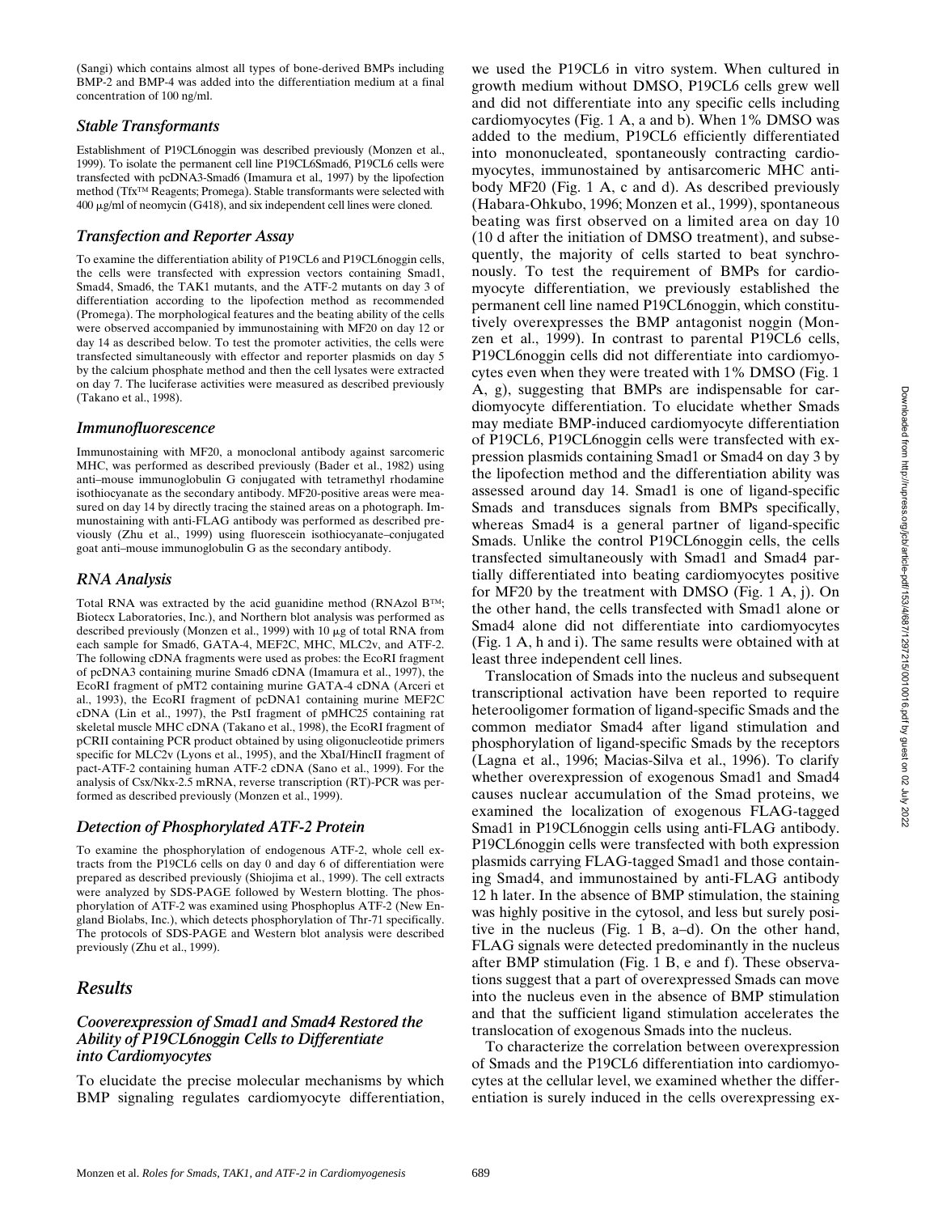(Sangi) which contains almost all types of bone-derived BMPs including BMP-2 and BMP-4 was added into the differentiation medium at a final concentration of 100 ng/ml.

### *Stable Transformants*

Establishment of P19CL6noggin was described previously (Monzen et al., 1999). To isolate the permanent cell line P19CL6Smad6, P19CL6 cells were transfected with pcDNA3-Smad6 (Imamura et al., 1997) by the lipofection method (Tfx™ Reagents; Promega). Stable transformants were selected with 400 μg/ml of neomycin (G418), and six independent cell lines were cloned.

### *Transfection and Reporter Assay*

To examine the differentiation ability of P19CL6 and P19CL6noggin cells, the cells were transfected with expression vectors containing Smad1, Smad4, Smad6, the TAK1 mutants, and the ATF-2 mutants on day 3 of differentiation according to the lipofection method as recommended (Promega). The morphological features and the beating ability of the cells were observed accompanied by immunostaining with MF20 on day 12 or day 14 as described below. To test the promoter activities, the cells were transfected simultaneously with effector and reporter plasmids on day 5 by the calcium phosphate method and then the cell lysates were extracted on day 7. The luciferase activities were measured as described previously (Takano et al., 1998).

### *Immunofluorescence*

Immunostaining with MF20, a monoclonal antibody against sarcomeric MHC, was performed as described previously (Bader et al., 1982) using anti–mouse immunoglobulin G conjugated with tetramethyl rhodamine isothiocyanate as the secondary antibody. MF20-positive areas were measured on day 14 by directly tracing the stained areas on a photograph. Immunostaining with anti-FLAG antibody was performed as described previously (Zhu et al., 1999) using fluorescein isothiocyanate–conjugated goat anti–mouse immunoglobulin G as the secondary antibody.

### *RNA Analysis*

Total RNA was extracted by the acid guanidine method (RNAzol B™; Biotecx Laboratories, Inc.), and Northern blot analysis was performed as described previously (Monzen et al., 1999) with 10 μg of total RNA from each sample for Smad6, GATA-4, MEF2C, MHC, MLC2v, and ATF-2. The following cDNA fragments were used as probes: the EcoRI fragment of pcDNA3 containing murine Smad6 cDNA (Imamura et al., 1997), the EcoRI fragment of pMT2 containing murine GATA-4 cDNA (Arceri et al., 1993), the EcoRI fragment of pcDNA1 containing murine MEF2C cDNA (Lin et al., 1997), the PstI fragment of pMHC25 containing rat skeletal muscle MHC cDNA (Takano et al., 1998), the EcoRI fragment of pCRII containing PCR product obtained by using oligonucleotide primers specific for MLC2v (Lyons et al., 1995), and the XbaI/HincII fragment of pact-ATF-2 containing human ATF-2 cDNA (Sano et al., 1999). For the analysis of Csx/Nkx-2.5 mRNA, reverse transcription (RT)-PCR was performed as described previously (Monzen et al., 1999).

### *Detection of Phosphorylated ATF-2 Protein*

To examine the phosphorylation of endogenous ATF-2, whole cell extracts from the P19CL6 cells on day 0 and day 6 of differentiation were prepared as described previously (Shiojima et al., 1999). The cell extracts were analyzed by SDS-PAGE followed by Western blotting. The phosphorylation of ATF-2 was examined using Phosphoplus ATF-2 (New England Biolabs, Inc.), which detects phosphorylation of Thr-71 specifically. The protocols of SDS-PAGE and Western blot analysis were described previously (Zhu et al., 1999).

## *Results*

### *Cooverexpression of Smad1 and Smad4 Restored the Ability of P19CL6noggin Cells to Differentiate into Cardiomyocytes*

To elucidate the precise molecular mechanisms by which BMP signaling regulates cardiomyocyte differentiation, we used the P19CL6 in vitro system. When cultured in growth medium without DMSO, P19CL6 cells grew well and did not differentiate into any specific cells including cardiomyocytes (Fig. 1 A, a and b). When 1% DMSO was added to the medium, P19CL6 efficiently differentiated into mononucleated, spontaneously contracting cardiomyocytes, immunostained by antisarcomeric MHC antibody MF20 (Fig. 1 A, c and d). As described previously (Habara-Ohkubo, 1996; Monzen et al., 1999), spontaneous beating was first observed on a limited area on day 10 (10 d after the initiation of DMSO treatment), and subsequently, the majority of cells started to beat synchronously. To test the requirement of BMPs for cardiomyocyte differentiation, we previously established the permanent cell line named P19CL6noggin, which constitutively overexpresses the BMP antagonist noggin (Monzen et al., 1999). In contrast to parental P19CL6 cells, P19CL6noggin cells did not differentiate into cardiomyocytes even when they were treated with 1% DMSO (Fig. 1 A, g), suggesting that BMPs are indispensable for cardiomyocyte differentiation. To elucidate whether Smads may mediate BMP-induced cardiomyocyte differentiation of P19CL6, P19CL6noggin cells were transfected with expression plasmids containing Smad1 or Smad4 on day 3 by the lipofection method and the differentiation ability was assessed around day 14. Smad1 is one of ligand-specific Smads and transduces signals from BMPs specifically, whereas Smad4 is a general partner of ligand-specific Smads. Unlike the control P19CL6noggin cells, the cells transfected simultaneously with Smad1 and Smad4 partially differentiated into beating cardiomyocytes positive for MF20 by the treatment with DMSO (Fig. 1 A, j). On the other hand, the cells transfected with Smad1 alone or Smad4 alone did not differentiate into cardiomyocytes (Fig. 1 A, h and i). The same results were obtained with at least three independent cell lines.

Translocation of Smads into the nucleus and subsequent transcriptional activation have been reported to require heterooligomer formation of ligand-specific Smads and the common mediator Smad4 after ligand stimulation and phosphorylation of ligand-specific Smads by the receptors (Lagna et al., 1996; Macias-Silva et al., 1996). To clarify whether overexpression of exogenous Smad1 and Smad4 causes nuclear accumulation of the Smad proteins, we examined the localization of exogenous FLAG-tagged Smad1 in P19CL6noggin cells using anti-FLAG antibody. P19CL6noggin cells were transfected with both expression plasmids carrying FLAG-tagged Smad1 and those containing Smad4, and immunostained by anti-FLAG antibody 12 h later. In the absence of BMP stimulation, the staining was highly positive in the cytosol, and less but surely positive in the nucleus (Fig. 1 B, a–d). On the other hand, FLAG signals were detected predominantly in the nucleus after BMP stimulation (Fig. 1 B, e and f). These observations suggest that a part of overexpressed Smads can move into the nucleus even in the absence of BMP stimulation and that the sufficient ligand stimulation accelerates the translocation of exogenous Smads into the nucleus.

To characterize the correlation between overexpression of Smads and the P19CL6 differentiation into cardiomyocytes at the cellular level, we examined whether the differentiation is surely induced in the cells overexpressing ex-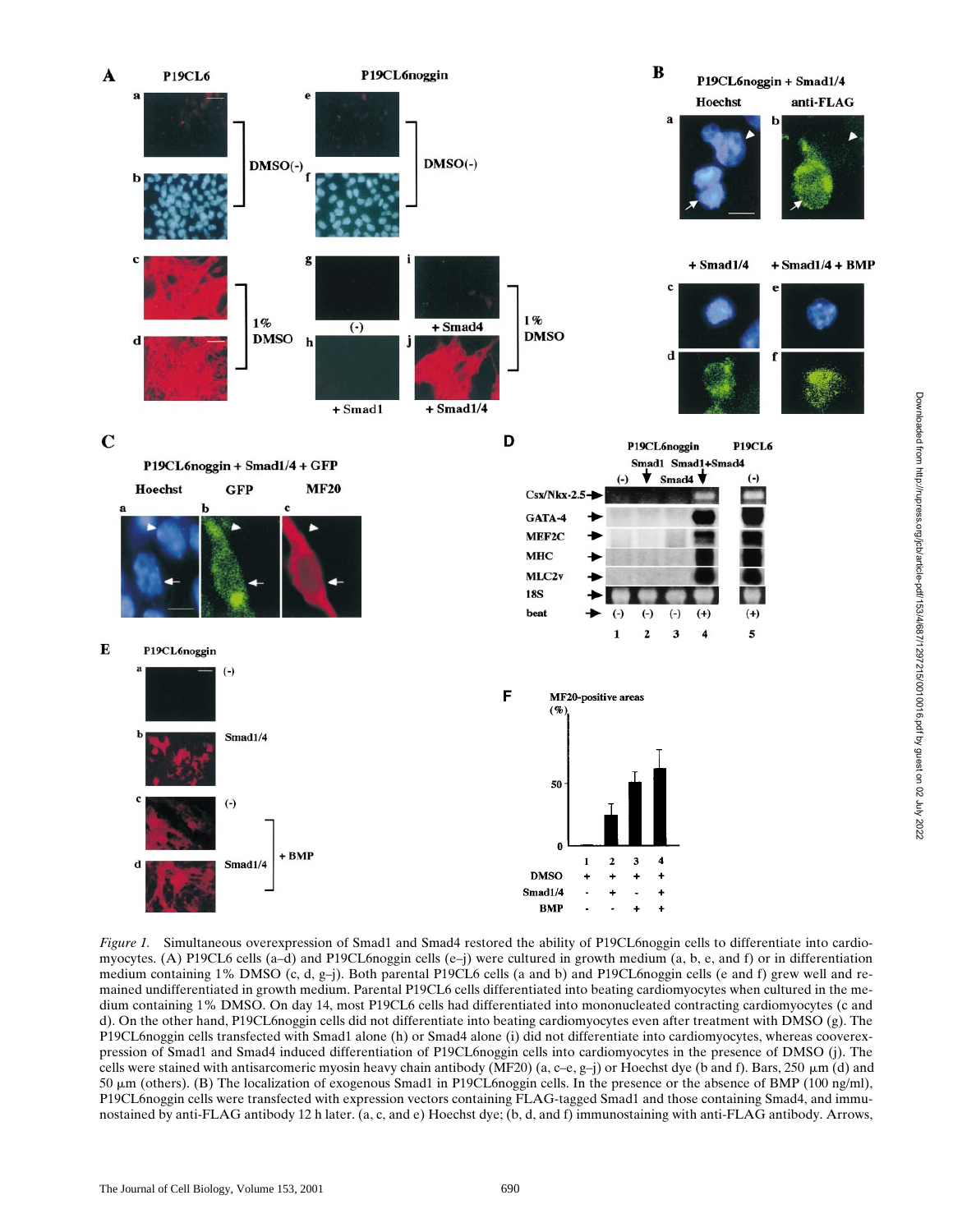*Figure 1.* Simultaneous overexpression of Smad1 and Smad4 restored the ability of P19CL6noggin cells to differentiate into cardiomyocytes. (A) P19CL6 cells (a–d) and P19CL6noggin cells (e–j) were cultured in growth medium (a, b, e, and f) or in differentiation medium containing 1% DMSO (c, d, g–j). Both parental P19CL6 cells (a and b) and P19CL6noggin cells (e and f) grew well and remained undifferentiated in growth medium. Parental P19CL6 cells differentiated into beating cardiomyocytes when cultured in the medium containing 1% DMSO. On day 14, most P19CL6 cells had differentiated into mononucleated contracting cardiomyocytes (c and d). On the other hand, P19CL6noggin cells did not differentiate into beating cardiomyocytes even after treatment with DMSO (g). The P19CL6noggin cells transfected with Smad1 alone (h) or Smad4 alone (i) did not differentiate into cardiomyocytes, whereas cooverexpression of Smad1 and Smad4 induced differentiation of P19CL6noggin cells into cardiomyocytes in the presence of DMSO (j). The cells were stained with antisarcomeric myosin heavy chain antibody (MF20) (a, c–e, g–j) or Hoechst dye (b and f). Bars, 250 μm (d) and 50 μm (others). (B) The localization of exogenous Smad1 in P19CL6noggin cells. In the presence or the absence of BMP (100 ng/ml), P19CL6noggin cells were transfected with expression vectors containing FLAG-tagged Smad1 and those containing Smad4, and immunostained by anti-FLAG antibody 12 h later. (a, c, and e) Hoechst dye; (b, d, and f) immunostaining with anti-FLAG antibody. Arrows,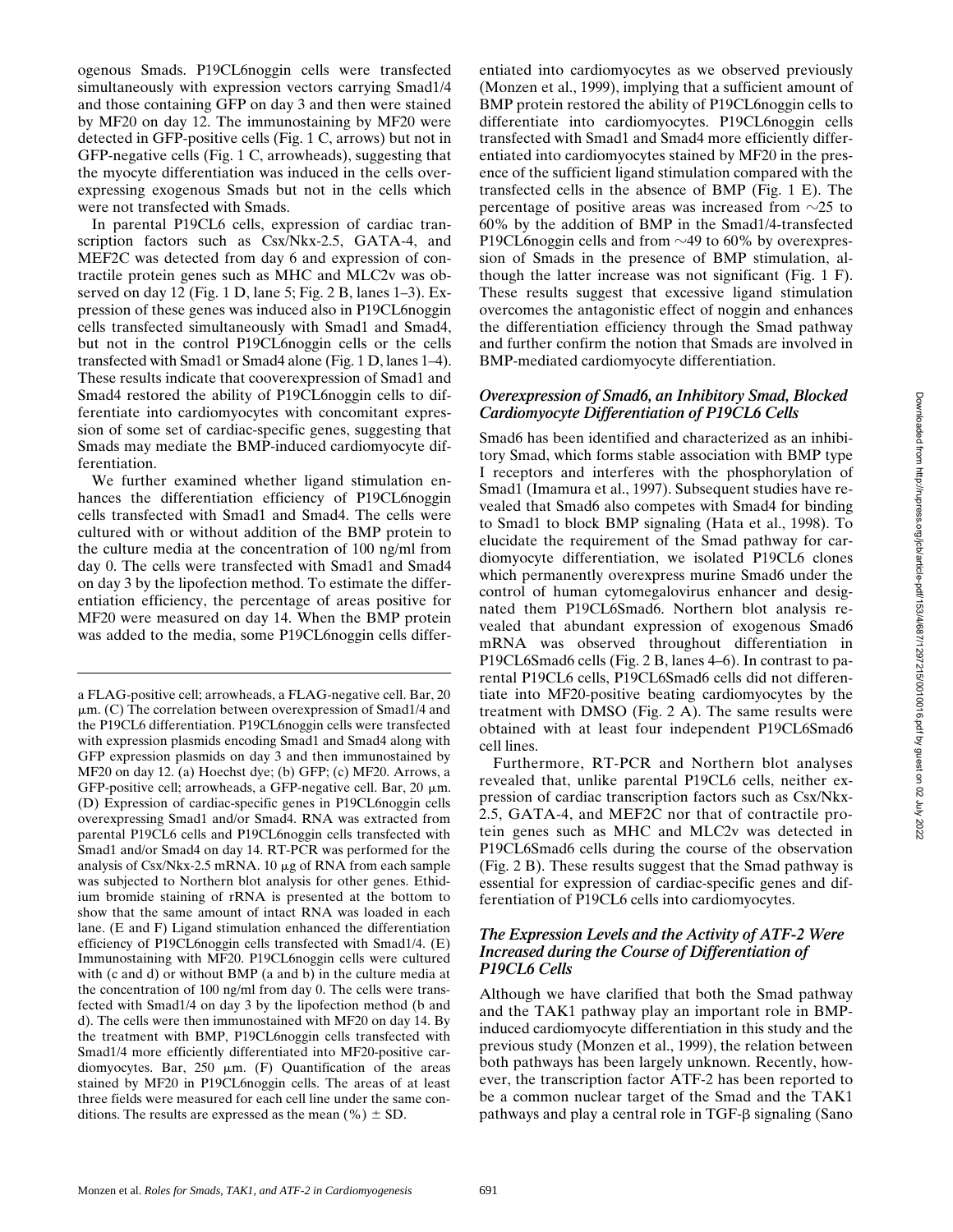ogenous Smads. P19CL6noggin cells were transfected simultaneously with expression vectors carrying Smad1/4 and those containing GFP on day 3 and then were stained by MF20 on day 12. The immunostaining by MF20 were detected in GFP-positive cells (Fig. 1 C, arrows) but not in GFP-negative cells (Fig. 1 C, arrowheads), suggesting that the myocyte differentiation was induced in the cells overexpressing exogenous Smads but not in the cells which were not transfected with Smads.

In parental P19CL6 cells, expression of cardiac transcription factors such as Csx/Nkx-2.5, GATA-4, and MEF2C was detected from day 6 and expression of contractile protein genes such as MHC and MLC2v was observed on day 12 (Fig. 1 D, lane 5; Fig. 2 B, lanes 1–3). Expression of these genes was induced also in P19CL6noggin cells transfected simultaneously with Smad1 and Smad4, but not in the control P19CL6noggin cells or the cells transfected with Smad1 or Smad4 alone (Fig. 1 D, lanes 1–4). These results indicate that cooverexpression of Smad1 and Smad4 restored the ability of P19CL6noggin cells to differentiate into cardiomyocytes with concomitant expression of some set of cardiac-specific genes, suggesting that Smads may mediate the BMP-induced cardiomyocyte differentiation.

We further examined whether ligand stimulation enhances the differentiation efficiency of P19CL6noggin cells transfected with Smad1 and Smad4. The cells were cultured with or without addition of the BMP protein to the culture media at the concentration of 100 ng/ml from day 0. The cells were transfected with Smad1 and Smad4 on day 3 by the lipofection method. To estimate the differentiation efficiency, the percentage of areas positive for MF20 were measured on day 14. When the BMP protein was added to the media, some P19CL6noggin cells differentiated into cardiomyocytes as we observed previously (Monzen et al., 1999), implying that a sufficient amount of BMP protein restored the ability of P19CL6noggin cells to differentiate into cardiomyocytes. P19CL6noggin cells transfected with Smad1 and Smad4 more efficiently differentiated into cardiomyocytes stained by MF20 in the presence of the sufficient ligand stimulation compared with the transfected cells in the absence of BMP (Fig. 1 E). The percentage of positive areas was increased from ~25 to 60% by the addition of BMP in the Smad1/4-transfected P19CL6noggin cells and from ~49 to 60% by overexpression of Smads in the presence of BMP stimulation, although the latter increase was not significant (Fig. 1 F). These results suggest that excessive ligand stimulation overcomes the antagonistic effect of noggin and enhances the differentiation efficiency through the Smad pathway and further confirm the notion that Smads are involved in BMP-mediated cardiomyocyte differentiation.

a FLAG-positive cell; arrowheads, a FLAG-negative cell. Bar, 20 μm. (C) The correlation between overexpression of Smad1/4 and the P19CL6 differentiation. P19CL6noggin cells were transfected with expression plasmids encoding Smad1 and Smad4 along with GFP expression plasmids on day 3 and then immunostained by MF20 on day 12. (a) Hoechst dye; (b) GFP; (c) MF20. Arrows, a GFP-positive cell; arrowheads, a GFP-negative cell. Bar, 20 μm. (D) Expression of cardiac-specific genes in P19CL6noggin cells overexpressing Smad1 and/or Smad4. RNA was extracted from parental P19CL6 cells and P19CL6noggin cells transfected with Smad1 and/or Smad4 on day 14. RT-PCR was performed for the analysis of Csx/Nkx-2.5 mRNA. 10 μg of RNA from each sample was subjected to Northern blot analysis for other genes. Ethidium bromide staining of rRNA is presented at the bottom to show that the same amount of intact RNA was loaded in each lane. (E and F) Ligand stimulation enhanced the differentiation efficiency of P19CL6noggin cells transfected with Smad1/4. (E) Immunostaining with MF20. P19CL6noggin cells were cultured with (c and d) or without BMP (a and b) in the culture media at the concentration of 100 ng/ml from day 0. The cells were transfected with Smad1/4 on day 3 by the lipofection method (b and d). The cells were then immunostained with MF20 on day 14. By the treatment with BMP, P19CL6noggin cells transfected with Smad1/4 more efficiently differentiated into MF20-positive cardiomyocytes. Bar, 250 μm. (F) Quantification of the areas stained by MF20 in P19CL6noggin cells. The areas of at least three fields were measured for each cell line under the same conditions. The results are expressed as the mean (%) ± SD.

### *Overexpression of Smad6, an Inhibitory Smad, Blocked Cardiomyocyte Differentiation of P19CL6 Cells*

Smad6 has been identified and characterized as an inhibitory Smad, which forms stable association with BMP type I receptors and interferes with the phosphorylation of Smad1 (Imamura et al., 1997). Subsequent studies have revealed that Smad6 also competes with Smad4 for binding to Smad1 to block BMP signaling (Hata et al., 1998). To elucidate the requirement of the Smad pathway for cardiomyocyte differentiation, we isolated P19CL6 clones which permanently overexpress murine Smad6 under the control of human cytomegalovirus enhancer and designated them P19CL6Smad6. Northern blot analysis revealed that abundant expression of exogenous Smad6 mRNA was observed throughout differentiation in P19CL6Smad6 cells (Fig. 2 B, lanes 4–6). In contrast to parental P19CL6 cells, P19CL6Smad6 cells did not differentiate into MF20-positive beating cardiomyocytes by the treatment with DMSO (Fig. 2 A). The same results were obtained with at least four independent P19CL6Smad6 cell lines.

Furthermore, RT-PCR and Northern blot analyses revealed that, unlike parental P19CL6 cells, neither expression of cardiac transcription factors such as Csx/Nkx-2.5, GATA-4, and MEF2C nor that of contractile protein genes such as MHC and MLC2v was detected in P19CL6Smad6 cells during the course of the observation (Fig. 2 B). These results suggest that the Smad pathway is essential for expression of cardiac-specific genes and differentiation of P19CL6 cells into cardiomyocytes.

### *The Expression Levels and the Activity of ATF-2 Were Increased during the Course of Differentiation of P19CL6 Cells*

Although we have clarified that both the Smad pathway and the TAK1 pathway play an important role in BMP-induced cardiomyocyte differentiation in this study and the previous study (Monzen et al., 1999), the relation between both pathways has been largely unknown. Recently, however, the transcription factor ATF-2 has been reported to be a common nuclear target of the Smad and the TAK1 pathways and play a central role in TGF-β signaling (Sano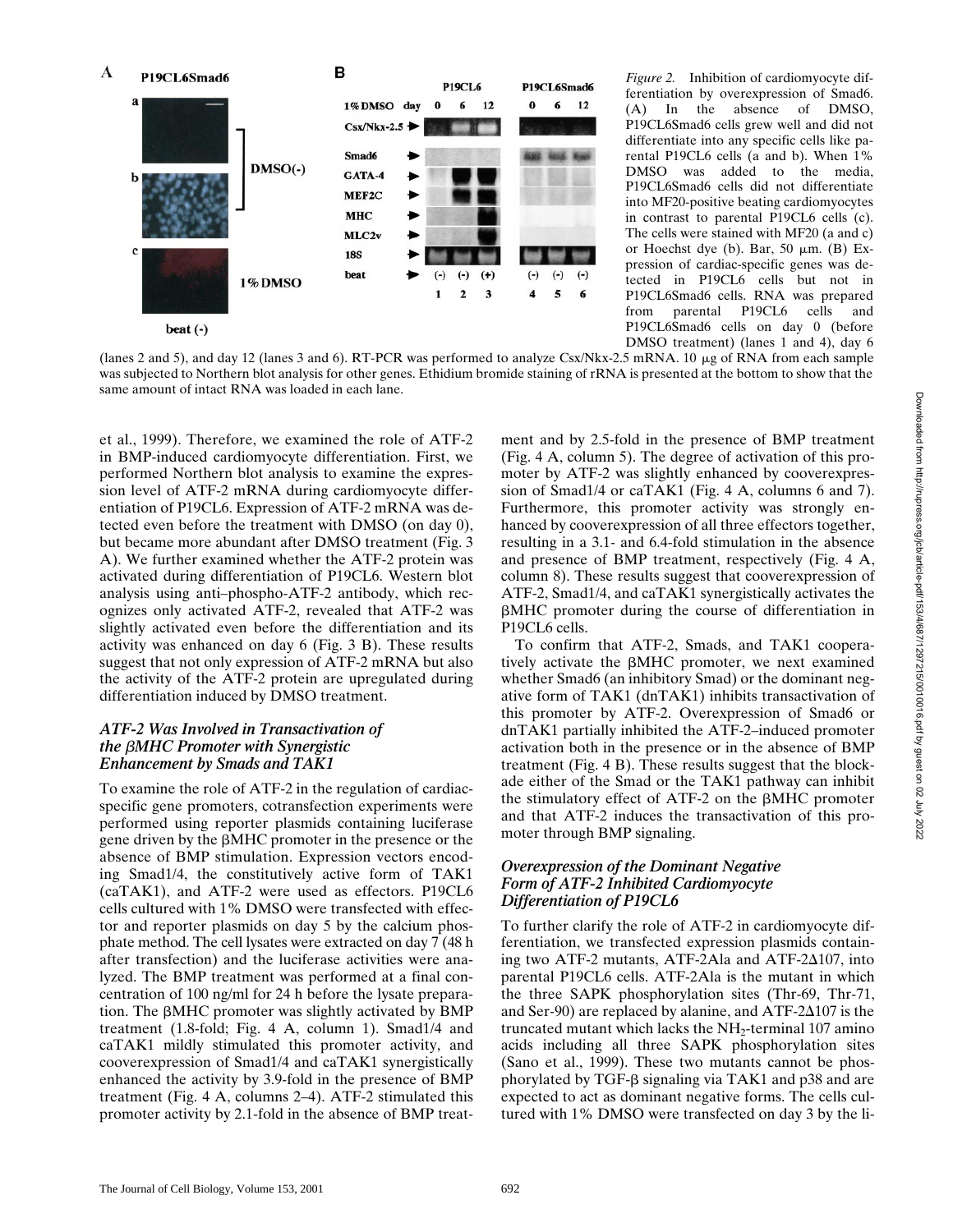*Figure 2.* Inhibition of cardiomyocyte differentiation by overexpression of Smad6. (A) In the absence of DMSO, P19CL6Smad6 cells grew well and did not differentiate into any specific cells like parental P19CL6 cells (a and b). When 1% DMSO was added to the media, P19CL6Smad6 cells did not differentiate into MF20-positive beating cardiomyocytes in contrast to parental P19CL6 cells (c). The cells were stained with MF20 (a and c) or Hoechst dye (b). Bar, 50 μm. (B) Expression of cardiac-specific genes was detected in P19CL6 cells but not in P19CL6Smad6 cells. RNA was prepared from parental P19CL6 cells and P19CL6Smad6 cells on day 0 (before DMSO treatment) (lanes 1 and 4), day 6 (lanes 2 and 5), and day 12 (lanes 3 and 6). RT-PCR was performed to analyze Csx/Nkx-2.5 mRNA. 10 μg of RNA from each sample was subjected to Northern blot analysis for other genes. Ethidium bromide staining of rRNA is presented at the bottom to show that the same amount of intact RNA was loaded in each lane.

et al., 1999). Therefore, we examined the role of ATF-2 in BMP-induced cardiomyocyte differentiation. First, we performed Northern blot analysis to examine the expression level of ATF-2 mRNA during cardiomyocyte differentiation of P19CL6. Expression of ATF-2 mRNA was detected even before the treatment with DMSO (on day 0), but became more abundant after DMSO treatment (Fig. 3 A). We further examined whether the ATF-2 protein was activated during differentiation of P19CL6. Western blot analysis using anti–phospho-ATF-2 antibody, which recognizes only activated ATF-2, revealed that ATF-2 was slightly activated even before the differentiation and its activity was enhanced on day 6 (Fig. 3 B). These results suggest that not only expression of ATF-2 mRNA but also the activity of the ATF-2 protein are upregulated during differentiation induced by DMSO treatment.

### *ATF-2 Was Involved in Transactivation of the βMHC Promoter with Synergistic Enhancement by Smads and TAK1*

To examine the role of ATF-2 in the regulation of cardiac-specific gene promoters, cotransfection experiments were performed using reporter plasmids containing luciferase gene driven by the βMHC promoter in the presence or the absence of BMP stimulation. Expression vectors encoding Smad1/4, the constitutively active form of TAK1 (caTAK1), and ATF-2 were used as effectors. P19CL6 cells cultured with 1% DMSO were transfected with effector and reporter plasmids on day 5 by the calcium phosphate method. The cell lysates were extracted on day 7 (48 h after transfection) and the luciferase activities were analyzed. The BMP treatment was performed at a final concentration of 100 ng/ml for 24 h before the lysate preparation. The βMHC promoter was slightly activated by BMP treatment (1.8-fold; Fig. 4 A, column 1). Smad1/4 and caTAK1 mildly stimulated this promoter activity, and cooverexpression of Smad1/4 and caTAK1 synergistically enhanced the activity by 3.9-fold in the presence of BMP treatment (Fig. 4 A, columns 2–4). ATF-2 stimulated this promoter activity by 2.1-fold in the absence of BMP treatment and by 2.5-fold in the presence of BMP treatment (Fig. 4 A, column 5). The degree of activation of this promoter by ATF-2 was slightly enhanced by cooverexpression of Smad1/4 or caTAK1 (Fig. 4 A, columns 6 and 7). Furthermore, this promoter activity was strongly enhanced by cooverexpression of all three effectors together, resulting in a 3.1- and 6.4-fold stimulation in the absence and presence of BMP treatment, respectively (Fig. 4 A, column 8). These results suggest that cooverexpression of ATF-2, Smad1/4, and caTAK1 synergistically activates the βMHC promoter during the course of differentiation in P19CL6 cells.

To confirm that ATF-2, Smads, and TAK1 cooperatively activate the βMHC promoter, we next examined whether Smad6 (an inhibitory Smad) or the dominant negative form of TAK1 (dnTAK1) inhibits transactivation of this promoter by ATF-2. Overexpression of Smad6 or dnTAK1 partially inhibited the ATF-2–induced promoter activation both in the presence or in the absence of BMP treatment (Fig. 4 B). These results suggest that the blockade either of the Smad or the TAK1 pathway can inhibit the stimulatory effect of ATF-2 on the βMHC promoter and that ATF-2 induces the transactivation of this promoter through BMP signaling.

### *Overexpression of the Dominant Negative Form of ATF-2 Inhibited Cardiomyocyte Differentiation of P19CL6*

To further clarify the role of ATF-2 in cardiomyocyte differentiation, we transfected expression plasmids containing two ATF-2 mutants, ATF-2Ala and ATF-2Δ107, into parental P19CL6 cells. ATF-2Ala is the mutant in which the three SAPK phosphorylation sites (Thr-69, Thr-71, and Ser-90) are replaced by alanine, and ATF-2Δ107 is the truncated mutant which lacks the $NH_2$-terminal 107 amino acids including all three SAPK phosphorylation sites (Sano et al., 1999). These two mutants cannot be phosphorylated by TGF-β signaling via TAK1 and p38 and are expected to act as dominant negative forms. The cells cultured with 1% DMSO were transfected on day 3 by the li-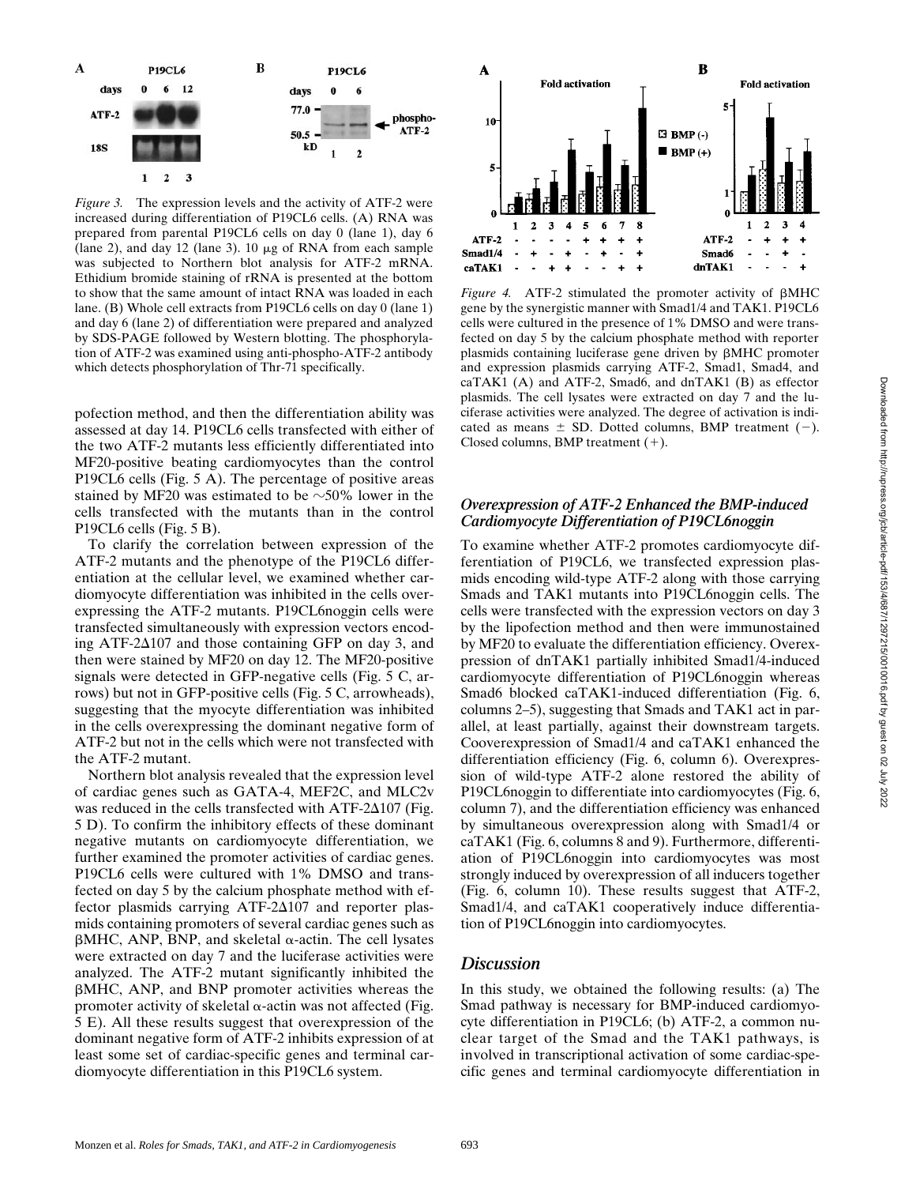*Figure 3.* The expression levels and the activity of ATF-2 were increased during differentiation of P19CL6 cells. (A) RNA was prepared from parental P19CL6 cells on day 0 (lane 1), day 6 (lane 2), and day 12 (lane 3). 10 μg of RNA from each sample was subjected to Northern blot analysis for ATF-2 mRNA. Ethidium bromide staining of rRNA is presented at the bottom to show that the same amount of intact RNA was loaded in each lane. (B) Whole cell extracts from P19CL6 cells on day 0 (lane 1) and day 6 (lane 2) of differentiation were prepared and analyzed by SDS-PAGE followed by Western blotting. The phosphorylation of ATF-2 was examined using anti-phospho-ATF-2 antibody which detects phosphorylation of Thr-71 specifically.

*Figure 4.* ATF-2 stimulated the promoter activity of βMHC gene by the synergistic manner with Smad1/4 and TAK1. P19CL6 cells were cultured in the presence of 1% DMSO and transfected on day 5 by the calcium phosphate method with reporter plasmids containing luciferase gene driven by βMHC promoter and expression plasmids carrying ATF-2, Smad1, Smad4, and caTAK1 (A) and ATF-2, Smad6, and dnTAK1 (B) as effector plasmids. The cell lysates were extracted on day 7 and the luciferase activities were analyzed. The degree of activation is indicated as means ± SD. Dotted columns, BMP treatment (−). Closed columns, BMP treatment (+).

pofection method, and then the differentiation ability was assessed at day 14. P19CL6 cells transfected with either of the two ATF-2 mutants less efficiently differentiated into MF20-positive beating cardiomyocytes than the control P19CL6 cells (Fig. 5 A). The percentage of positive areas stained by MF20 was estimated to be ~50% lower in the cells transfected with the mutants than in the control P19CL6 cells (Fig. 5 B).

To clarify the correlation between expression of the ATF-2 mutants and the phenotype of the P19CL6 differentiation at the cellular level, we examined whether cardiomyocyte differentiation was inhibited in the cells overexpressing the ATF-2 mutants. P19CL6noggin cells were transfected simultaneously with expression vectors encoding ATF-2Δ107 and those containing GFP on day 3, and then were stained by MF20 on day 12. The MF20-positive signals were detected in GFP-negative cells (Fig. 5 C, arrows) but not in GFP-positive cells (Fig. 5 C, arrowheads), suggesting that the myocyte differentiation was inhibited in the cells overexpressing the dominant negative form of ATF-2 but not in the cells which were not transfected with the ATF-2 mutant.

Northern blot analysis revealed that the expression level of cardiac genes such as GATA-4, MEF2C, and MLC2v was reduced in the cells transfected with ATF-2Δ107 (Fig. 5 D). To confirm the inhibitory effects of these dominant negative mutants on cardiomyocyte differentiation, we further examined the promoter activities of cardiac genes. P19CL6 cells were cultured with 1% DMSO and transfected on day 5 by the calcium phosphate method with effector plasmids carrying ATF-2Δ107 and reporter plasmids containing promoters of several cardiac genes such as βMHC, ANP, BNP, and skeletal α-actin. The cell lysates were extracted on day 7 and the luciferase activities were analyzed. The ATF-2 mutant significantly inhibited the βMHC, ANP, and BNP promoter activities whereas the promoter activity of skeletal α-actin was not affected (Fig. 5 E). All these results suggest that overexpression of the dominant negative form of ATF-2 inhibits expression of at least some set of cardiac-specific genes and terminal cardiomyocyte differentiation in this P19CL6 system.

### *Overexpression of ATF-2 Enhanced the BMP-induced Cardiomyocyte Differentiation of P19CL6noggin*

To examine whether ATF-2 promotes cardiomyocyte differentiation of P19CL6, we transfected expression plasmids encoding wild-type ATF-2 along with those carrying Smads and TAK1 mutants into P19CL6noggin cells. The cells were transfected with the expression vectors on day 3 by the lipofection method and then were immunostained by MF20 to evaluate the differentiation efficiency. Overexpression of dnTAK1 partially inhibited Smad1/4-induced cardiomyocyte differentiation of P19CL6noggin whereas Smad6 blocked caTAK1-induced differentiation (Fig. 6, columns 2–5), suggesting that Smads and TAK1 act in parallel, at least partially, against their downstream targets. Cooverexpression of Smad1/4 and caTAK1 enhanced the differentiation efficiency (Fig. 6, column 6). Overexpression of wild-type ATF-2 alone restored the ability of P19CL6noggin to differentiate into cardiomyocytes (Fig. 6, column 7), and the differentiation efficiency was enhanced by simultaneous overexpression along with Smad1/4 or caTAK1 (Fig. 6, columns 8 and 9). Furthermore, differentiation of P19CL6noggin into cardiomyocytes was most strongly induced by overexpression of all inducers together (Fig. 6, column 10). These results suggest that ATF-2, Smad1/4, and caTAK1 cooperatively induce differentiation of P19CL6noggin into cardiomyocytes.

## *Discussion*

In this study, we obtained the following results: (a) The Smad pathway is necessary for BMP-induced cardiomyocyte differentiation in P19CL6; (b) ATF-2, a common nuclear target of the Smad and the TAK1 pathways, is involved in transcriptional activation of some cardiac-specific genes and terminal cardiomyocyte differentiation in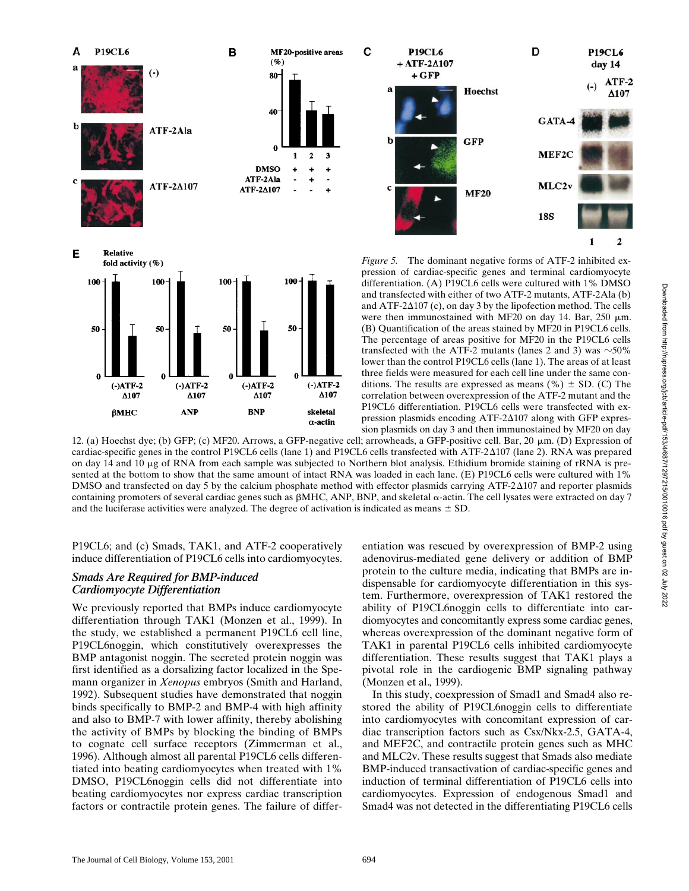*Figure 5.* The dominant negative forms of ATF-2 inhibited expression of cardiac-specific genes and terminal cardiomyocyte differentiation. (A) P19CL6 cells were cultured with 1% DMSO and transfected with either of two ATF-2 mutants, ATF-2Ala (b) and ATF-2Δ107 (c), on day 3 by the lipofection method. The cells were then immunostained with MF20 on day 14. Bar, 250 μm. (B) Quantification of the areas stained by MF20 in P19CL6 cells. The percentage of areas positive for MF20 in the P19CL6 cells transfected with the ATF-2 mutants (lanes 2 and 3) was ~50% lower than the control P19CL6 cells (lane 1). The areas of at least three fields were measured for each cell line under the same conditions. The results are expressed as means (%) ± SD. (C) The correlation between overexpression of the ATF-2 mutant and the P19CL6 differentiation. P19CL6 cells were transfected with expression plasmids on day 3 and then immunostained by MF20 on day 12. (a) Hoechst dye; (b) GFP; (c) MF20. Arrows, a GFP-negative cell; arrowheads, a GFP-positive cell. Bar, 20 μm. (D) Expression of cardiac-specific genes in the control P19CL6 cells (lane 1) and P19CL6 cells transfected with ATF-2Δ107 (lane 2). RNA was prepared on day 14 and 10 μg of RNA from each sample was subjected to Northern blot analysis. Ethidium bromide staining of rRNA is presented at the bottom to show that the same amount of intact RNA was loaded in each lane. (E) P19CL6 cells were cultured with 1% DMSO and transfected on day 5 by the calcium phosphate method with effector plasmids carrying ATF-2Δ107 and reporter plasmids containing promoters of several cardiac genes such as βMHC, ANP, BNP, and skeletal α-actin. The cell lysates were extracted on day 7 and the luciferase activities were analyzed. The degree of activation is indicated as means ± SD.

P19CL6; and (c) Smads, TAK1, and ATF-2 cooperatively induce differentiation of P19CL6 cells into cardiomyocytes.

### *Smads Are Required for BMP-induced Cardiomyocyte Differentiation*

We previously reported that BMPs induce cardiomyocyte differentiation through TAK1 (Monzen et al., 1999). In the study, we established a permanent P19CL6 cell line, P19CL6noggin, which constitutively overexpresses the BMP antagonist noggin. The secreted protein noggin was first identified as a dorsalizing factor localized in the Spemann organizer in *Xenopus* embryos (Smith and Harland, 1992). Subsequent studies have demonstrated that noggin binds specifically to BMP-2 and BMP-4 with high affinity and also to BMP-7 with lower affinity, thereby abolishing the activity of BMPs by blocking the binding of BMPs to cognate cell surface receptors (Zimmerman et al., 1996). Although almost all parental P19CL6 cells differentiated into beating cardiomyocytes when treated with 1% DMSO, P19CL6noggin cells did not differentiate into beating cardiomyocytes nor express cardiac transcription factors or contractile protein genes. The failure of differentiation was rescued by overexpression of BMP-2 using adenovirus-mediated gene delivery or addition of BMP protein to the culture media, indicating that BMPs are indispensable for cardiomyocyte differentiation in this system. Furthermore, overexpression of TAK1 restored the ability of P19CL6noggin cells to differentiate into cardiomyocytes and concomitantly express some cardiac genes, whereas overexpression of the dominant negative form of TAK1 in parental P19CL6 cells inhibited cardiomyocyte differentiation. These results suggest that TAK1 plays a pivotal role in the cardiogenic BMP signaling pathway (Monzen et al., 1999).

In this study, coexpression of Smad1 and Smad4 also restored the ability of P19CL6noggin cells to differentiate into cardiomyocytes with concomitant expression of cardiac transcription factors such as Csx/Nkx-2.5, GATA-4, and MEF2C, and contractile protein genes such as MHC and MLC2v. These results suggest that Smads also mediate BMP-induced transactivation of cardiac-specific genes and induction of terminal differentiation of P19CL6 cells into cardiomyocytes. Expression of endogenous Smad1 and Smad4 was not detected in the differentiating P19CL6 cells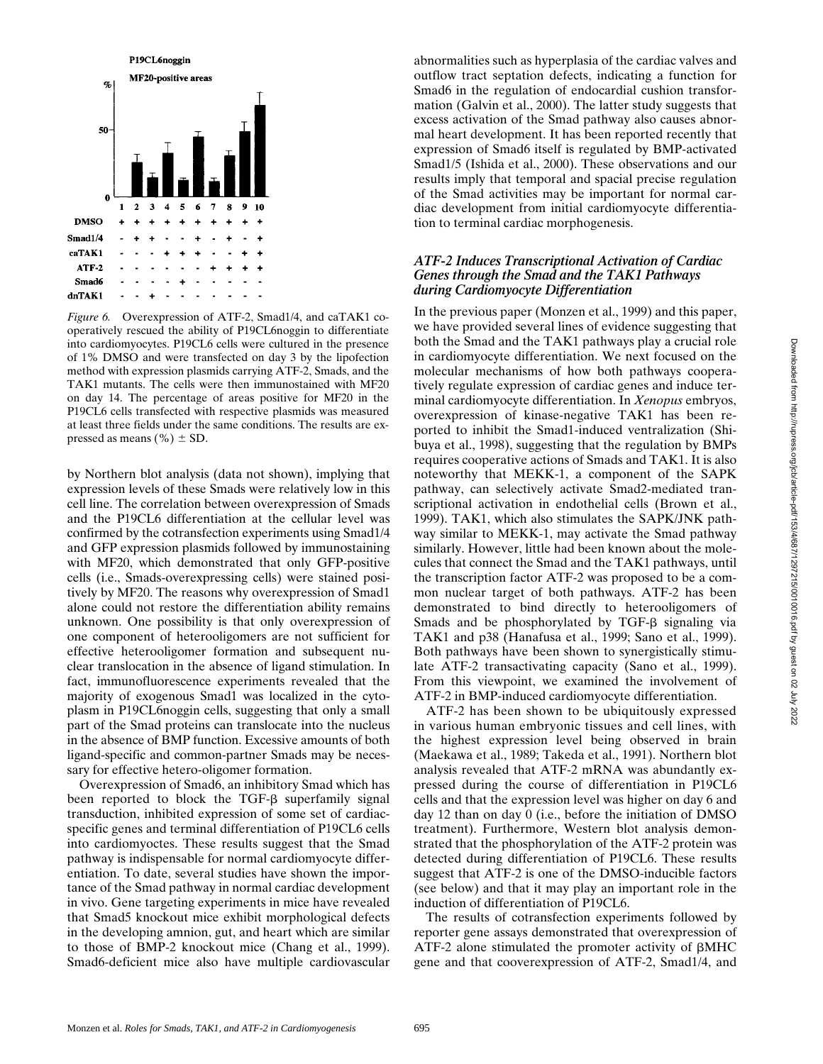*Figure 6.* Overexpression of ATF-2, Smad1/4, and caTAK1 cooperatively rescued the ability of P19CL6noggin to differentiate into cardiomyocytes. P19CL6 cells were cultured in the presence of 1% DMSO and were transfected on day 3 by the lipofection method with expression plasmids carrying ATF-2, Smads, and the TAK1 mutants. The cells were then immunostained with MF20 on day 14. The percentage of areas positive for MF20 in the P19CL6 cells transfected with respective plasmids was measured at least three fields under the same conditions. The results are expressed as means (%) ± SD.

by Northern blot analysis (data not shown), implying that expression levels of these Smads were relatively low in this cell line. The correlation between overexpression of Smads and the P19CL6 differentiation at the cellular level was confirmed by the cotransfection experiments using Smad1/4 and GFP expression plasmids followed by immunostaining with MF20, which demonstrated that only GFP-positive cells (i.e., Smads-overexpressing cells) were stained positively by MF20. The reasons why overexpression of Smad1 alone could not restore the differentiation ability remains unknown. One possibility is that only overexpression of one component of heterooligomers are not sufficient for effective heterooligomer formation and subsequent nuclear translocation in the absence of ligand stimulation. In fact, immunofluorescence experiments revealed that the majority of exogenous Smad1 was localized in the cytoplasm in P19CL6noggin cells, suggesting that only a small part of the Smad proteins can translocate into the nucleus in the absence of BMP function. Excessive amounts of both ligand-specific and common-partner Smads may be necessary for effective hetero-oligomer formation.

Overexpression of Smad6, an inhibitory Smad which has been reported to block the TGF-β superfamily signal transduction, inhibited expression of some set of cardiac-specific genes and terminal differentiation of P19CL6 cells into cardiomyoctes. These results suggest that the Smad pathway is indispensable for normal cardiomyocyte differentiation. To date, several studies have shown the importance of the Smad pathway in normal cardiac development in vivo. Gene targeting experiments in mice have revealed that Smad5 knockout mice exhibit morphological defects in the developing amnion, gut, and heart which are similar to those of BMP-2 knockout mice (Chang et al., 1999). Smad6-deficient mice also have multiple cardiovascular abnormalities such as hyperplasia of the cardiac valves and outflow tract septation defects, indicating a function for Smad6 in the regulation of endocardial cushion transformation (Galvin et al., 2000). The latter study suggests that excess activation of the Smad pathway also causes abnormal heart development. It has been reported recently that expression of Smad6 itself is regulated by BMP-activated Smad1/5 (Ishida et al., 2000). These observations and our results imply that temporal and spacial precise regulation of the Smad activities may be important for normal cardiac development from initial cardiomyocyte differentiation to terminal cardiac morphogenesis.

### *ATF-2 Induces Transcriptional Activation of Cardiac Genes through the Smad and the TAK1 Pathways during Cardiomyocyte Differentiation*

In the previous paper (Monzen et al., 1999) and this paper, we have provided several lines of evidence suggesting that both the Smad and the TAK1 pathways play a crucial role in cardiomyocyte differentiation. We next focused on the molecular mechanisms of how both pathways cooperatively regulate expression of cardiac genes and induce terminal cardiomyocyte differentiation. In *Xenopus* embryos, overexpression of kinase-negative TAK1 has been reported to inhibit the Smad1-induced ventralization (Shibuya et al., 1998), suggesting that the regulation by BMPs requires cooperative actions of Smads and TAK1. It is also noteworthy that MEKK-1, a component of the SAPK pathway, can selectively activate Smad2-mediated transcriptional activation in endothelial cells (Brown et al., 1999). TAK1, which also stimulates the SAPK/JNK pathway similar to MEKK-1, may activate the Smad pathway similarly. However, little had been known about the molecules that connect the Smad and the TAK1 pathways, until the transcription factor ATF-2 was proposed to be a common nuclear target of both pathways. ATF-2 has been demonstrated to bind directly to heterooligomers of Smads and be phosphorylated by TGF-β signaling via TAK1 and p38 (Hanafusa et al., 1999; Sano et al., 1999). Both pathways have been shown to synergistically stimulate ATF-2 transactivating capacity (Sano et al., 1999). From this viewpoint, we examined the involvement of ATF-2 in BMP-induced cardiomyocyte differentiation.

ATF-2 has been shown to be ubiquitously expressed in various human embryonic tissues and cell lines, with the highest expression level being observed in brain (Maekawa et al., 1989; Takeda et al., 1991). Northern blot analysis revealed that ATF-2 mRNA was abundantly expressed during the course of differentiation in P19CL6 cells and that the expression level was higher on day 6 and day 12 than on day 0 (i.e., before the initiation of DMSO treatment). Furthermore, Western blot analysis demonstrated that the phosphorylation of the ATF-2 protein was detected during differentiation of P19CL6. These results suggest that ATF-2 is one of the DMSO-inducible factors (see below) and that it may play an important role in the induction of differentiation of P19CL6.

The results of cotransfection experiments followed by reporter gene assays demonstrated that overexpression of ATF-2 alone stimulated the promoter activity of βMHC gene and that cooverexpression of ATF-2, Smad1/4, and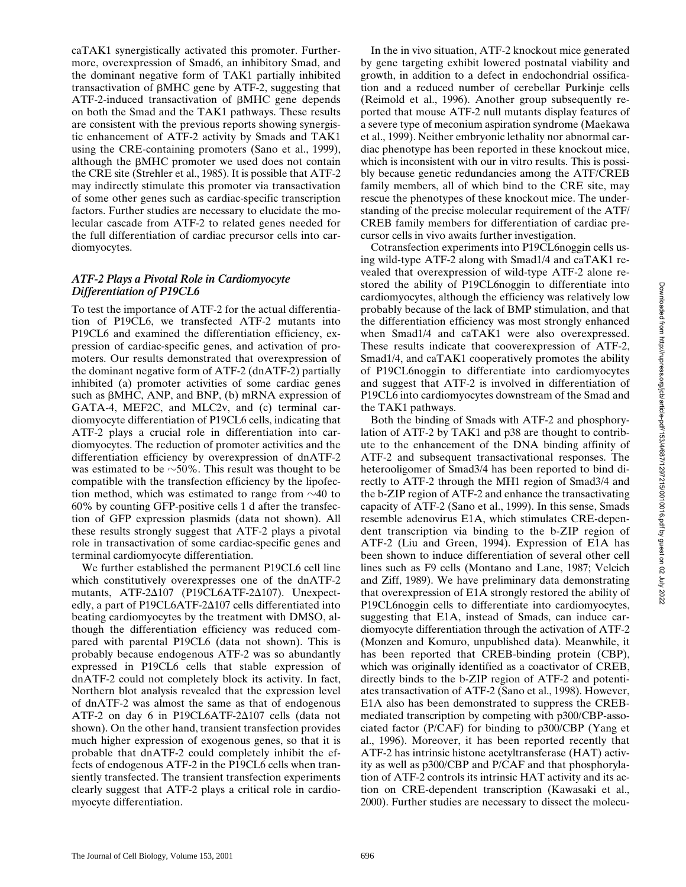caTAK1 synergistically activated this promoter. Furthermore, overexpression of Smad6, an inhibitory Smad, and the dominant negative form of TAK1 partially inhibited transactivation of βMHC gene by ATF-2, suggesting that ATF-2-induced transactivation of βMHC gene depends on both the Smad and the TAK1 pathways. These results are consistent with the previous reports showing synergistic enhancement of ATF-2 activity by Smads and TAK1 using the CRE-containing promoters (Sano et al., 1999), although the βMHC promoter we used does not contain the CRE site (Strehler et al., 1985). It is possible that ATF-2 may indirectly stimulate this promoter via transactivation of some other genes such as cardiac-specific transcription factors. Further studies are necessary to elucidate the molecular cascade from ATF-2 to related genes needed for the full differentiation of cardiac precursor cells into cardiomyocytes.

### *ATF-2 Plays a Pivotal Role in Cardiomyocyte Differentiation of P19CL6*

To test the importance of ATF-2 for the actual differentiation of P19CL6, we transfected ATF-2 mutants into P19CL6 and examined the differentiation efficiency, expression of cardiac-specific genes, and activation of promoters. Our results demonstrated that overexpression of the dominant negative form of ATF-2 (dnATF-2) partially inhibited (a) promoter activities of some cardiac genes such as βMHC, ANP, and BNP, (b) mRNA expression of GATA-4, MEF2C, and MLC2v, and (c) terminal cardiomyocyte differentiation of P19CL6 cells, indicating that ATF-2 plays a crucial role in differentiation into cardiomyocytes. The reduction of promoter activities and the differentiation efficiency by overexpression of dnATF-2 was estimated to be ~50%. This result was thought to be compatible with the transfection efficiency by the lipofection method, which was estimated to range from ~40 to 60% by counting GFP-positive cells 1 d after the transfection of GFP expression plasmids (data not shown). All these results strongly suggest that ATF-2 plays a pivotal role in transactivation of some cardiac-specific genes and terminal cardiomyocyte differentiation.

We further established the permanent P19CL6 cell line which constitutively overexpresses one of the dnATF-2 mutants, ATF-2Δ107 (P19CL6ATF-2Δ107). Unexpectedly, a part of P19CL6ATF-2Δ107 cells differentiated into beating cardiomyocytes by the treatment with DMSO, although the differentiation efficiency was reduced compared with parental P19CL6 (data not shown). This is probably because endogenous ATF-2 was so abundantly expressed in P19CL6 cells that stable expression of dnATF-2 could not completely block its activity. In fact, Northern blot analysis revealed that the expression level of dnATF-2 was almost the same as that of endogenous ATF-2 on day 6 in P19CL6ATF-2Δ107 cells (data not shown). On the other hand, transient transfection provides much higher expression of exogenous genes, so that it is probable that dnATF-2 could completely inhibit the effects of endogenous ATF-2 in the P19CL6 cells when transiently transfected. The transient transfection experiments clearly suggest that ATF-2 plays a critical role in cardiomyocyte differentiation.

In the in vivo situation, ATF-2 knockout mice generated by gene targeting exhibit lowered postnatal viability and growth, in addition to a defect in endochondrial ossification and a reduced number of cerebellar Purkinje cells (Reimold et al., 1996). Another group subsequently reported that mouse ATF-2 null mutants display features of a severe type of meconium aspiration syndrome (Maekawa et al., 1999). Neither embryonic lethality nor abnormal cardiac phenotype has been reported in these knockout mice, which is inconsistent with our in vitro results. This is possibly because genetic redundancies among the ATF/CREB family members, all of which bind to the CRE site, may rescue the phenotypes of these knockout mice. The understanding of the precise molecular requirement of the ATF/CREB family members for differentiation of cardiac precursor cells in vivo awaits further investigation.

Cotransfection experiments into P19CL6noggin cells using wild-type ATF-2 along with Smad1/4 and caTAK1 revealed that overexpression of wild-type ATF-2 alone restored the ability of P19CL6noggin to differentiate into cardiomyocytes, although the efficiency was relatively low probably because of the lack of BMP stimulation, and that the differentiation efficiency was most strongly enhanced when Smad1/4 and caTAK1 were also overexpressed. These results indicate that cooverexpression of ATF-2, Smad1/4, and caTAK1 cooperatively promotes the ability of P19CL6noggin to differentiate into cardiomyocytes and suggest that ATF-2 is involved in differentiation of P19CL6 into cardiomyocytes downstream of the Smad and the TAK1 pathways.

Both the binding of Smads with ATF-2 and phosphorylation of ATF-2 by TAK1 and p38 are thought to contribute to the enhancement of the DNA binding affinity of ATF-2 and subsequent transactivational responses. The heterooligomer of Smad3/4 has been reported to bind directly to ATF-2 through the MH1 region of Smad3/4 and the b-ZIP region of ATF-2 and enhance the transactivating capacity of ATF-2 (Sano et al., 1999). In this sense, Smads resemble adenovirus E1A, which stimulates CRE-dependent transcription via binding to the b-ZIP region of ATF-2 (Liu and Green, 1994). Expression of E1A has been shown to induce differentiation of several other cell lines such as F9 cells (Montano and Lane, 1987; Velcich and Ziff, 1989). We have preliminary data demonstrating that overexpression of E1A strongly restored the ability of P19CL6noggin cells to differentiate into cardiomyocytes, suggesting that E1A, instead of Smads, can induce cardiomyocyte differentiation through the activation of ATF-2 (Monzen and Komuro, unpublished data). Meanwhile, it has been reported that CREB-binding protein (CBP), which was originally identified as a coactivator of CREB, directly binds to the b-ZIP region of ATF-2 and potentiates transactivation of ATF-2 (Sano et al., 1998). However, E1A also has been demonstrated to suppress the CREB-mediated transcription by competing with p300/CBP-associated factor (P/CAF) for binding to p300/CBP (Yang et al., 1996). Moreover, it has been reported recently that ATF-2 has intrinsic histone acetyltransferase (HAT) activity as well as p300/CBP and P/CAF and that phosphorylation of ATF-2 controls its intrinsic HAT activity and its action on CRE-dependent transcription (Kawasaki et al., 2000). Further studies are necessary to dissect the molecu-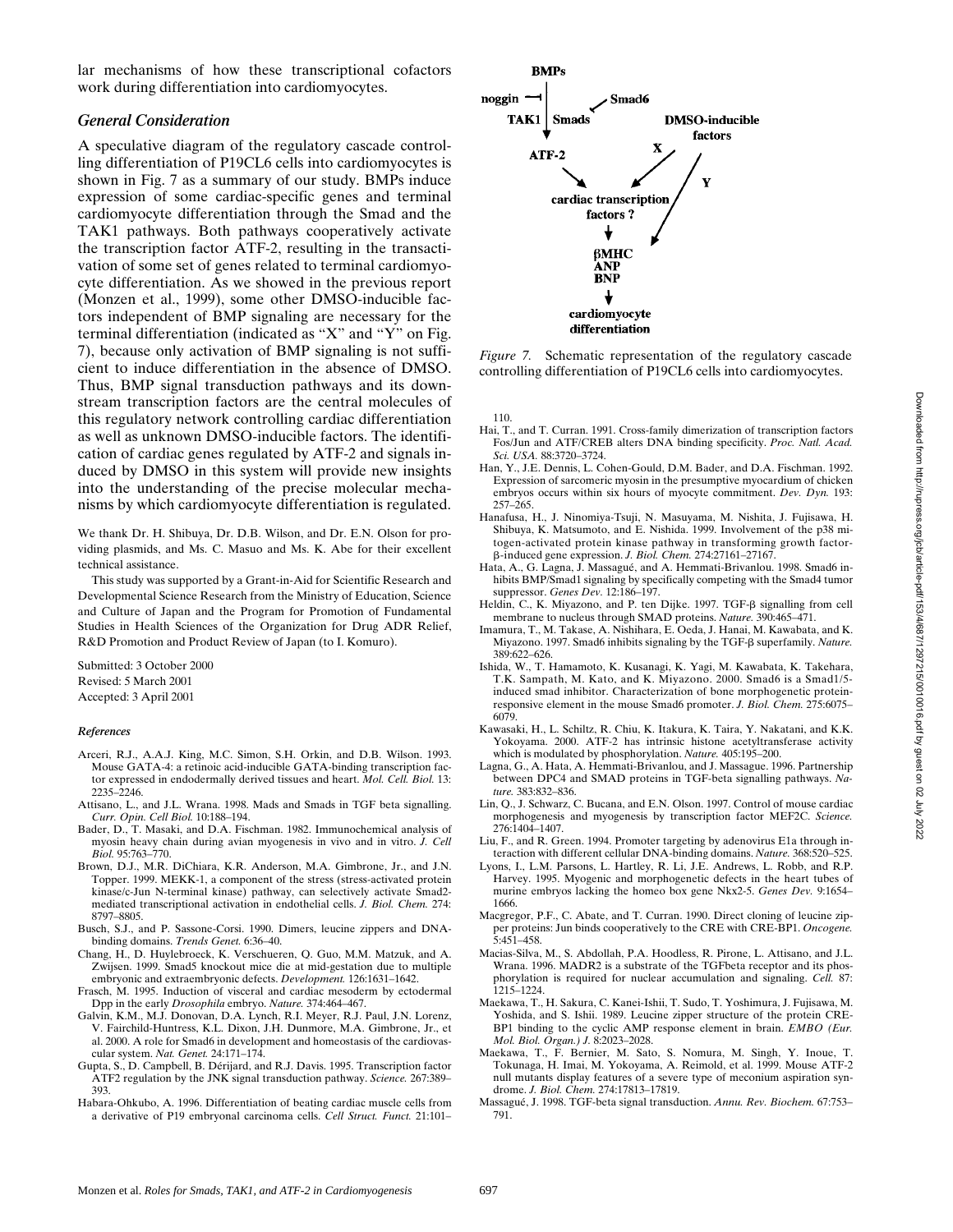lar mechanisms of how these transcriptional cofactors work during differentiation into cardiomyocytes.

### *General Consideration*

A speculative diagram of the regulatory cascade controlling differentiation of P19CL6 cells into cardiomyocytes is shown in Fig. 7 as a summary of our study. BMPs induce expression of some cardiac-specific genes and terminal cardiomyocyte differentiation through the Smad and the TAK1 pathways. Both pathways cooperatively activate the transcription factor ATF-2, resulting in the transactivation of some set of genes related to terminal cardiomyocyte differentiation. As we showed in the previous report (Monzen et al., 1999), some other DMSO-inducible factors independent of BMP signaling are necessary for the terminal differentiation (indicated as "X" and "Y" on Fig. 7), because only activation of BMP signaling is not sufficient to induce differentiation in the absence of DMSO. Thus, BMP signal transduction pathways and its downstream transcription factors are the central molecules of this regulatory network controlling cardiac differentiation as well as unknown DMSO-inducible factors. The identification of cardiac genes regulated by ATF-2 and signals induced by DMSO in this system will provide new insights into the understanding of the precise molecular mechanisms by which cardiomyocyte differentiation is regulated.

*Figure 7.* Schematic representation of the regulatory cascade controlling differentiation of P19CL6 cells into cardiomyocytes.

We thank Dr. H. Shibuya, Dr. D.B. Wilson, and Dr. E.N. Olson for providing plasmids, and Ms. C. Masuo and Ms. K. Abe for their excellent technical assistance.

This study was supported by a Grant-in-Aid for Scientific Research and Developmental Science Research from the Ministry of Education, Science and Culture of Japan and the Program for Promotion of Fundamental Studies in Health Sciences of the Organization for Drug ADR Relief, R&D Promotion and Product Review of Japan (to I. Komuro).

Submitted: 3 October 2000
Revised: 5 March 2001
Accepted: 3 April 2001

#### *References*

Arceri, R.J., A.A.J. King, M.C. Simon, S.H. Orkin, and D.B. Wilson. 1993. Mouse GATA-4: a retinoic acid-inducible GATA-binding transcription factor expressed in endodermally derived tissues and heart. *Mol. Cell. Biol.* 13: 2235–2246.

Attisano, L., and J.L. Wrana. 1998. Mads and Smads in TGF beta signalling. *Curr. Opin. Cell Biol.* 10:188–194.

Bader, D., T. Masaki, and D.A. Fischman. 1982. Immunochemical analysis of myosin heavy chain during avian myogenesis in vivo and in vitro. *J. Cell Biol.* 95:763–770.

Brown, D.J., M.R. DiChiara, K.R. Anderson, M.A. Gimbrone, Jr., and J.N. Topper. 1999. MEKK-1, a component of the stress (stress-activated protein kinase/c-Jun N-terminal kinase) pathway, can selectively activate Smad2-mediated transcriptional activation in endothelial cells. *J. Biol. Chem.* 274: 8797–8805.

Busch, S.J., and P. Sassone-Corsi. 1990. Dimers, leucine zippers and DNA-binding domains. *Trends Genet.* 6:36–40.

Chang, H., D. Huylebroeck, K. Verschueren, Q. Guo, M.M. Matzuk, and A. Zwijsen. 1999. Smad5 knockout mice die at mid-gestation due to multiple embryonic and extraembryonic defects. *Development.* 126:1631–1642.

Frasch, M. 1995. Induction of visceral and cardiac mesoderm by ectodermal Dpp in the early *Drosophila* embryo. *Nature.* 374:464–467.

Galvin, K.M., M.J. Donovan, D.A. Lynch, R.I. Meyer, R.J. Paul, J.N. Lorenz, V. Fairchild-Huntress, K.L. Dixon, J.H. Dunmore, M.A. Gimbrone, Jr., et al. 2000. A role for Smad6 in development and homeostasis of the cardiovascular system. *Nat. Genet.* 24:171–174.

Gupta, S., D. Campbell, B. Dérijard, and R.J. Davis. 1995. Transcription factor ATF2 regulation by the JNK signal transduction pathway. *Science.* 267:389–393.

Habara-Ohkubo, A. 1996. Differentiation of beating cardiac muscle cells from a derivative of P19 embryonal carcinoma cells. *Cell Struct. Funct.* 21:101–110.

Hai, T., and T. Curran. 1991. Cross-family dimerization of transcription factors Fos/Jun and ATF/CREB alters DNA binding specificity. *Proc. Natl. Acad. Sci. USA.* 88:3720–3724.

Han, Y., J.E. Dennis, L. Cohen-Gould, D.M. Bader, and D.A. Fischman. 1992. Expression of sarcomeric myosin in the presumptive myocardium of chicken embryos occurs within six hours of myocyte commitment. *Dev. Dyn.* 193: 257–265.

Hanafusa, H., J. Ninomiya-Tsuji, N. Masuyama, M. Nishita, J. Fujisawa, H. Shibuya, K. Matsumoto, and E. Nishida. 1999. Involvement of the p38 mitogen-activated protein kinase pathway in transforming growth factor-β-induced gene expression. *J. Biol. Chem.* 274:27161–27167.

Hata, A., G. Lagna, J. Massagué, and A. Hemmati-Brivanlou. 1998. Smad6 inhibits BMP/Smad1 signaling by specifically competing with the Smad4 tumor suppressor. *Genes Dev.* 12:186–197.

Heldin, C., K. Miyazono, and P. ten Dijke. 1997. TGF-β signalling from cell membrane to nucleus through SMAD proteins. *Nature.* 390:465–471.

Imamura, T., M. Takase, A. Nishihara, E. Oeda, J. Hanai, M. Kawabata, and K. Miyazono. 1997. Smad6 inhibits signaling by the TGF-β superfamily. *Nature.* 389:622–626.

Ishida, W., T. Hamamoto, K. Kusanagi, K. Yagi, M. Kawabata, K. Takehara, T.K. Sampath, M. Kato, and K. Miyazono. 2000. Smad6 is a Smad1/5-induced smad inhibitor. Characterization of bone morphogenetic protein-responsive element in the mouse Smad6 promoter. *J. Biol. Chem.* 275:6075–6079.

Kawasaki, H., L. Schiltz, R. Chiu, K. Itakura, K. Taira, Y. Nakatani, and K.K. Yokoyama. 2000. ATF-2 has intrinsic histone acetyltransferase activity which is modulated by phosphorylation. *Nature.* 405:195–200.

Lagna, G., A. Hata, A. Hemmati-Brivanlou, and J. Massague. 1996. Partnership between DPC4 and SMAD proteins in TGF-beta signalling pathways. *Nature.* 383:832–836.

Lin, Q., J. Schwarz, C. Bucana, and E.N. Olson. 1997. Control of mouse cardiac morphogenesis and myogenesis by transcription factor MEF2C. *Science.* 276:1404–1407.

Liu, F., and R. Green. 1994. Promoter targeting by adenovirus E1a through interaction with different cellular DNA-binding domains. *Nature.* 368:520–525.

Lyons, I., L.M. Parsons, L. Hartley, R. Li, J.E. Andrews, L. Robb, and R.P. Harvey. 1995. Myogenic and morphogenetic defects in the heart tubes of murine embryos lacking the homeo box gene Nkx2-5. *Genes Dev.* 9:1654–1666.

Macgregor, P.F., C. Abate, and T. Curran. 1990. Direct cloning of leucine zipper proteins: Jun binds cooperatively to the CRE with CRE-BP1. *Oncogene.* 5:451–458.

Macias-Silva, M., S. Abdollah, P.A. Hoodless, R. Pirone, L. Attisano, and J.L. Wrana. 1996. MADR2 is a substrate of the TGFbeta receptor and its phosphorylation is required for nuclear accumulation and signaling. *Cell.* 87: 1215–1224.

Maekawa, T., H. Sakura, C. Kanei-Ishii, T. Sudo, T. Yoshimura, J. Fujisawa, M. Yoshida, and S. Ishii. 1989. Leucine zipper structure of the protein CRE-BP1 binding to the cyclic AMP response element in brain. *EMBO (Eur. Mol. Biol. Organ.) J.* 8:2023–2028.

Maekawa, T., F. Bernier, M. Sato, S. Nomura, M. Singh, Y. Inoue, T. Tokunaga, H. Imai, M. Yokoyama, A. Reimold, et al. 1999. Mouse ATF-2 null mutants display features of a severe type of meconium aspiration syndrome. *J. Biol. Chem.* 274:17813–17819.

Massagué, J. 1998. TGF-beta signal transduction. *Annu. Rev. Biochem.* 67:753–791.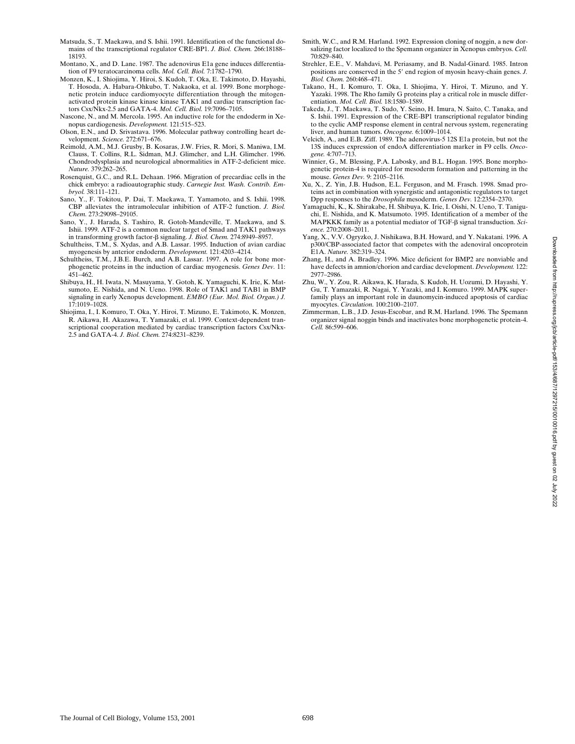Matsuda, S., T. Maekawa, and S. Ishii. 1991. Identification of the functional domains of the transcriptional regulator CRE-BP1. *J. Biol. Chem.* 266:18188–18193.

Montano, X., and D. Lane. 1987. The adenovirus E1a gene induces differentiation of F9 teratocarcinoma cells. *Mol. Cell. Biol.* 7:1782–1790.

Monzen, K., I. Shiojima, Y. Hiroi, S. Kudoh, T. Oka, E. Takimoto, D. Hayashi, T. Hosoda, A. Habara-Ohkubo, T. Nakaoka, et al. 1999. Bone morphogenetic protein induce cardiomyocyte differentiation through the mitogen-activated protein kinase kinase kinase TAK1 and cardiac transcription factors Csx/Nkx-2.5 and GATA-4. *Mol. Cell. Biol.* 19:7096–7105.

Nascone, N., and M. Mercola. 1995. An inductive role for the endoderm in Xenopus cardiogenesis. *Development.* 121:515–523.

Olson, E.N., and D. Srivastava. 1996. Molecular pathway controlling heart development. *Science.* 272:671–676.

Reimold, A.M., M.J. Grusby, B. Kosaras, J.W. Fries, R. Mori, S. Maniwa, I.M. Clauss, T. Collins, R.L. Sidman, M.J. Glimcher, and L.H. Glimcher. 1996. Chondrodysplasia and neurological abnormalities in ATF-2-deficient mice. *Nature.* 379:262–265.

Rosenquist, G.C., and R.L. Dehaan. 1966. Migration of precardiac cells in the chick embryo: a radioautographic study. *Carnegie Inst. Wash. Contrib. Embryol.* 38:111–121.

Sano, Y., F. Tokitou, P. Dai, T. Maekawa, T. Yamamoto, and S. Ishii. 1998. CBP alleviates the intramolecular inhibition of ATF-2 function. *J. Biol. Chem.* 273:29098–29105.

Sano, Y., J. Harada, S. Tashiro, R. Gotoh-Mandeville, T. Maekawa, and S. Ishii. 1999. ATF-2 is a common nuclear target of Smad and TAK1 pathways in transforming growth factor-β signaling. *J. Biol. Chem.* 274:8949–8957.

Schultheiss, T.M., S. Xydas, and A.B. Lassar. 1995. Induction of avian cardiac myogenesis by anterior endoderm. *Development.* 121:4203–4214.

Schultheiss, T.M., J.B.E. Burch, and A.B. Lassar. 1997. A role for bone morphogenetic proteins in the induction of cardiac myogenesis. *Genes Dev.* 11:451–462.

Shibuya, H., H. Iwata, N. Masuyama, Y. Gotoh, K. Yamaguchi, K. Irie, K. Matsumoto, E. Nishida, and N. Ueno. 1998. Role of TAK1 and TAB1 in BMP signaling in early Xenopus development. *EMBO (Eur. Mol. Biol. Organ.) J.* 17:1019–1028.

Shiojima, I., I. Komuro, T. Oka, Y. Hiroi, T. Mizuno, E. Takimoto, K. Monzen, R. Aikawa, H. Akazawa, T. Yamazaki, et al. 1999. Context-dependent transcriptional cooperation mediated by cardiac transcription factors Csx/Nkx-2.5 and GATA-4. *J. Biol. Chem.* 274:8231–8239.

Smith, W.C., and R.M. Harland. 1992. Expression cloning of noggin, a new dorsalizing factor localized to the Spemann organizer in Xenopus embryos. *Cell.* 70:829–840.

Strehler, E.E., V. Mahdavi, M. Periasamy, and B. Nadal-Ginard. 1985. Intron positions are conserved in the 5′ end region of myosin heavy-chain genes. *J. Biol. Chem.* 260:468–471.

Takano, H., I. Komuro, T. Oka, I. Shiojima, Y. Hiroi, T. Mizuno, and Y. Yazaki. 1998. The Rho family G proteins play a critical role in muscle differentiation. *Mol. Cell. Biol.* 18:1580–1589.

Takeda, J., T. Maekawa, T. Sudo, Y. Seino, H. Imura, N. Saito, C. Tanaka, and S. Ishii. 1991. Expression of the CRE-BP1 transcriptional regulator binding to the cyclic AMP response element in central nervous system, regenerating liver, and human tumors. *Oncogene.* 6:1009–1014.

Velcich, A., and E.B. Ziff. 1989. The adenovirus-5 12S E1a protein, but not the 13S induces expression of endoA differentiation marker in F9 cells. *Oncogene.* 4:707–713.

Winnier, G., M. Blessing, P.A. Labosky, and B.L. Hogan. 1995. Bone morphogenetic protein-4 is required for mesoderm formation and patterning in the mouse. *Genes Dev.* 9: 2105–2116.

Xu, X., Z. Yin, J.B. Hudson, E.L. Ferguson, and M. Frasch. 1998. Smad proteins act in combination with synergistic and antagonistic regulators to target Dpp responses to the *Drosophila* mesoderm. *Genes Dev.* 12:2354–2370.

Yamaguchi, K., K. Shirakabe, H. Shibuya, K. Irie, I. Oishi, N. Ueno, T. Taniguchi, E. Nishida, and K. Matsumoto. 1995. Identification of a member of the MAPKKK family as a potential mediator of TGF-β signal transduction. *Science.* 270:2008–2011.

Yang, X., V.V. Ogryzko, J. Nishikawa, B.H. Howard, and Y. Nakatani. 1996. A p300/CBP-associated factor that competes with the adenoviral oncoprotein E1A. *Nature.* 382:319–324.

Zhang, H., and A. Bradley. 1996. Mice deficient for BMP2 are nonviable and have defects in amnion/chorion and cardiac development. *Development.* 122: 2977–2986.

Zhu, W., Y. Zou, R. Aikawa, K. Harada, S. Kudoh, H. Uozumi, D. Hayashi, Y. Gu, T. Yamazaki, R. Nagai, Y. Yazaki, and I. Komuro. 1999. MAPK superfamily plays an important role in daunomycin-induced apoptosis of cardiac myocytes. *Circulation.* 100:2100–2107.

Zimmerman, L.B., J.D. Jesus-Escobar, and R.M. Harland. 1996. The Spemann organizer signal noggin binds and inactivates bone morphogenetic protein-4. *Cell.* 86:599–606.